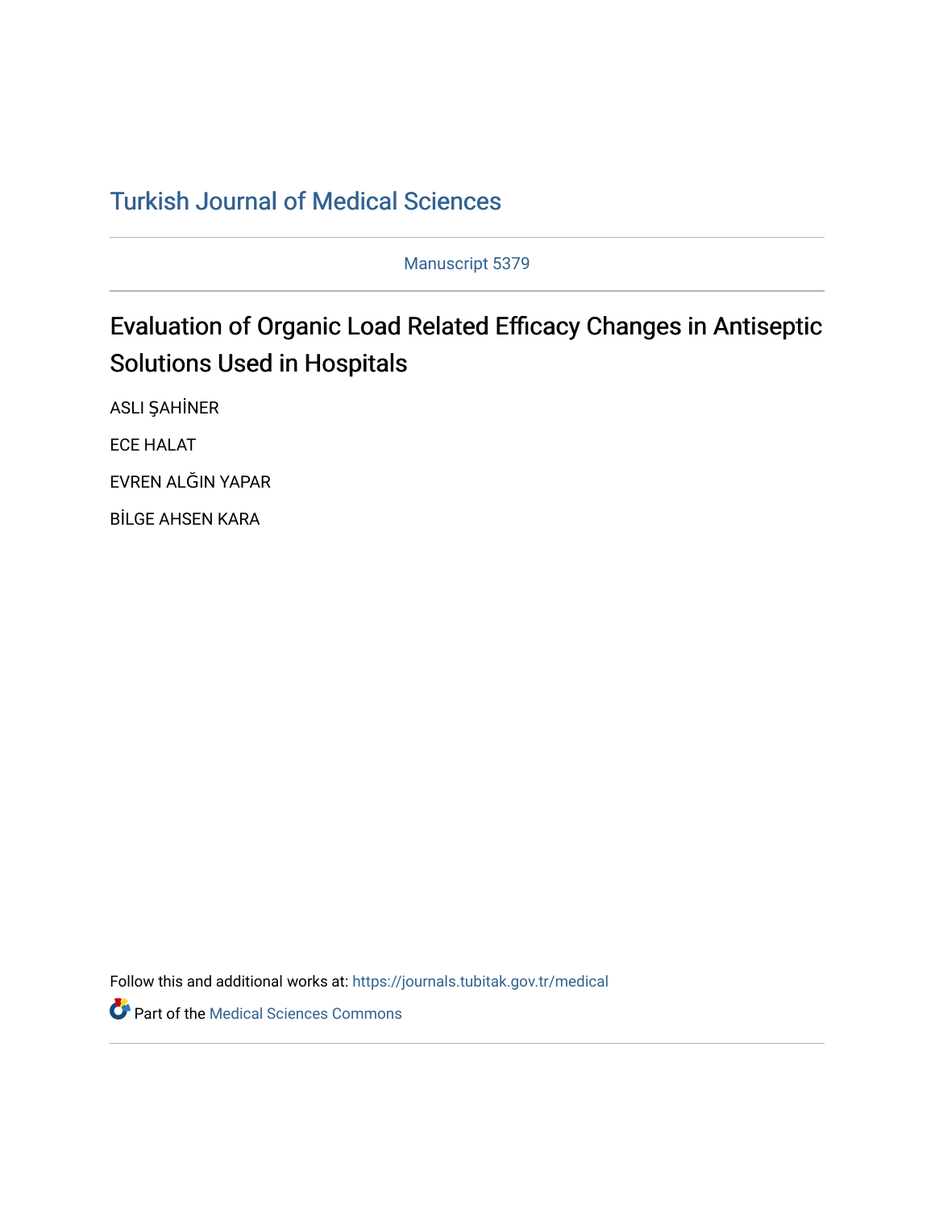# Turkish Journal of Medical Sciences

Manuscript 5379

## Evaluation of Organic Load Related Efficacy Changes in Antiseptic Solutions Used in Hospitals

ASLI ŞAHİNER

ECE HALAT

EVREN ALĞIN YAPAR

BİLGE AHSEN KARA

Follow this and additional works at: https://journals.tubitak.gov.tr/medical

Part of the Medical Sciences Commons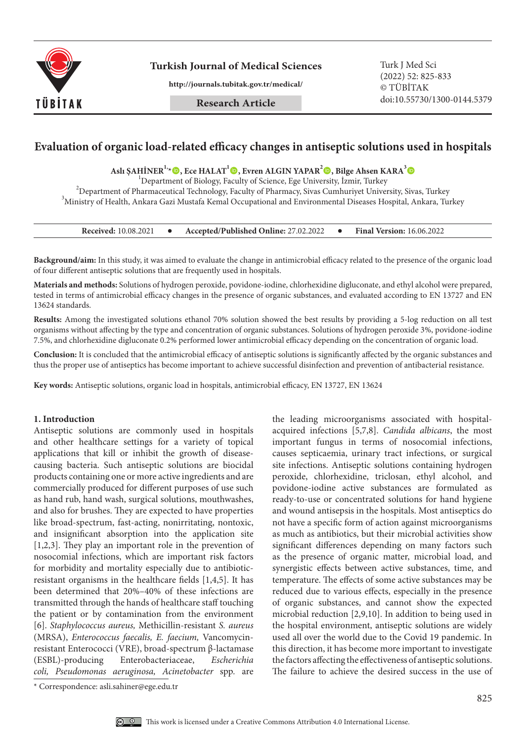# Evaluation of organic load-related efficacy changes in antiseptic solutions used in hospitals

**Aslı ŞAHİNER**[1,*], **Ece HALAT**[1], **Evren ALGIN YAPAR**[2], **Bilge Ahsen KARA**[3]

[1]Department of Biology, Faculty of Science, Ege University, İzmir, Turkey
[2]Department of Pharmaceutical Technology, Faculty of Pharmacy, Sivas Cumhuriyet University, Sivas, Turkey
[3]Ministry of Health, Ankara Gazi Mustafa Kemal Occupational and Environmental Diseases Hospital, Ankara, Turkey

**Received:** 10.08.2021 • **Accepted/Published Online:** 27.02.2022 • **Final Version:** 16.06.2022

**Background/aim:** In this study, it was aimed to evaluate the change in antimicrobial efficacy related to the presence of the organic load of four different antiseptic solutions that are frequently used in hospitals.

**Materials and methods:** Solutions of hydrogen peroxide, povidone-iodine, chlorhexidine digluconate, and ethyl alcohol were prepared, tested in terms of antimicrobial efficacy changes in the presence of organic substances, and evaluated according to EN 13727 and EN 13624 standards.

**Results:** Among the investigated solutions ethanol 70% solution showed the best results by providing a 5-log reduction on all test organisms without affecting by the type and concentration of organic substances. Solutions of hydrogen peroxide 3%, povidone-iodine 7.5%, and chlorhexidine digluconate 0.2% performed lower antimicrobial efficacy depending on the concentration of organic load.

**Conclusion:** It is concluded that the antimicrobial efficacy of antiseptic solutions is significantly affected by the organic substances and thus the proper use of antiseptics has become important to achieve successful disinfection and prevention of antibacterial resistance.

**Key words:** Antiseptic solutions, organic load in hospitals, antimicrobial efficacy, EN 13727, EN 13624

## 1. Introduction

Antiseptic solutions are commonly used in hospitals and other healthcare settings for a variety of topical applications that kill or inhibit the growth of disease-causing bacteria. Such antiseptic solutions are biocidal products containing one or more active ingredients and are commercially produced for different purposes of use such as hand rub, hand wash, surgical solutions, mouthwashes, and also for brushes. They are expected to have properties like broad-spectrum, fast-acting, nonirritating, nontoxic, and insignificant absorption into the application site [1,2,3]. They play an important role in the prevention of nosocomial infections, which are important risk factors for morbidity and mortality especially due to antibiotic-resistant organisms in the healthcare fields [1,4,5]. It has been determined that 20%–40% of these infections are transmitted through the hands of healthcare staff touching the patient or by contamination from the environment [6]. *Staphylococcus aureus,* Methicillin-resistant *S. aureus* (MRSA), *Enterococcus faecalis, E. faecium,* Vancomycin-resistant Enterococci (VRE), broad-spectrum β-lactamase (ESBL)-producing Enterobacteriaceae, *Escherichia coli, Pseudomonas aeruginosa, Acinetobacter* spp. are the leading microorganisms associated with hospital-acquired infections [5,7,8]. *Candida albicans*, the most important fungus in terms of nosocomial infections, causes septicaemia, urinary tract infections, or surgical site infections. Antiseptic solutions containing hydrogen peroxide, chlorhexidine, triclosan, ethyl alcohol, and povidone-iodine active substances are formulated as ready-to-use or concentrated solutions for hand hygiene and wound antisepsis in the hospitals. Most antiseptics do not have a specific form of action against microorganisms as much as antibiotics, but their microbial activities show significant differences depending on many factors such as the presence of organic matter, microbial load, and synergistic effects between active substances, time, and temperature. The effects of some active substances may be reduced due to various effects, especially in the presence of organic substances, and cannot show the expected microbial reduction [2,9,10]. In addition to being used in the hospital environment, antiseptic solutions are widely used all over the world due to the Covid 19 pandemic. In this direction, it has become more important to investigate the factors affecting the effectiveness of antiseptic solutions. The failure to achieve the desired success in the use of

\* Correspondence: asli.sahiner@ege.edu.tr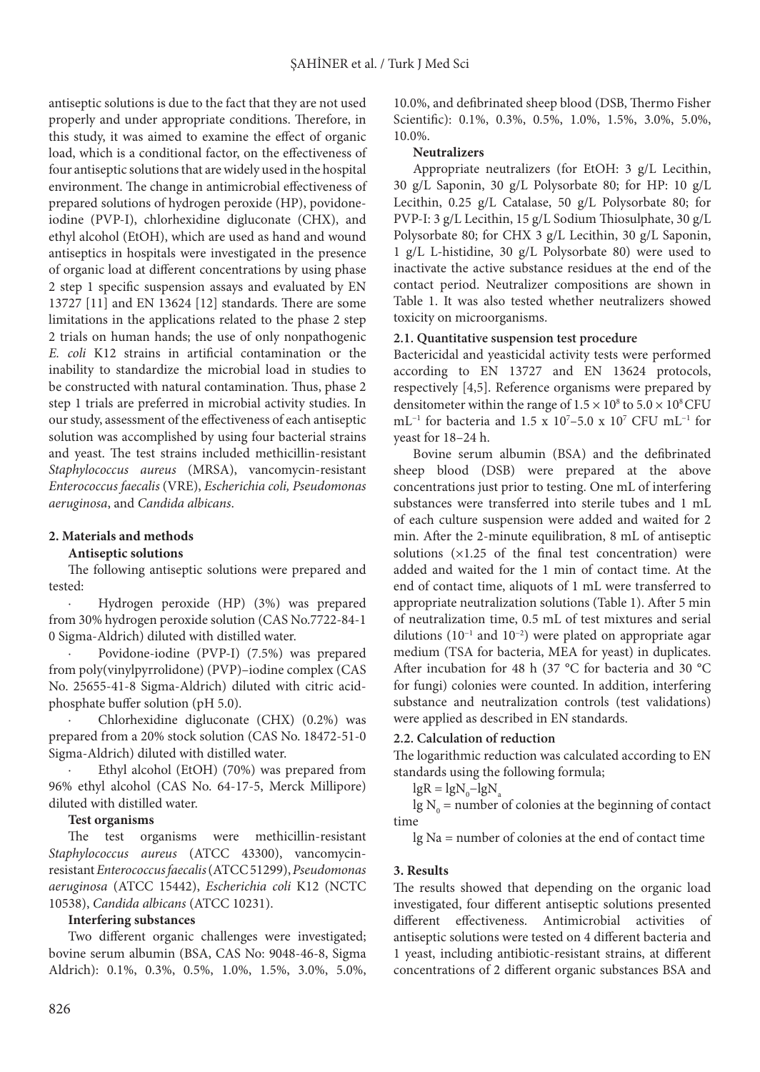antiseptic solutions is due to the fact that they are not used properly and under appropriate conditions. Therefore, in this study, it was aimed to examine the effect of organic load, which is a conditional factor, on the effectiveness of four antiseptic solutions that are widely used in the hospital environment. The change in antimicrobial effectiveness of prepared solutions of hydrogen peroxide (HP), povidone-iodine (PVP-I), chlorhexidine digluconate (CHX), and ethyl alcohol (EtOH), which are used as hand and wound antiseptics in hospitals were investigated in the presence of organic load at different concentrations by using phase 2 step 1 specific suspension assays and evaluated by EN 13727 [11] and EN 13624 [12] standards. There are some limitations in the applications related to the phase 2 step 2 trials on human hands; the use of only nonpathogenic *E. coli* K12 strains in artificial contamination or the inability to standardize the microbial load in studies to be constructed with natural contamination. Thus, phase 2 step 1 trials are preferred in microbial activity studies. In our study, assessment of the effectiveness of each antiseptic solution was accomplished by using four bacterial strains and yeast. The test strains included methicillin-resistant *Staphylococcus aureus* (MRSA), vancomycin-resistant *Enterococcus faecalis* (VRE), *Escherichia coli, Pseudomonas aeruginosa*, and *Candida albicans*.

## 2. Materials and methods

**Antiseptic solutions**

The following antiseptic solutions were prepared and tested:

· Hydrogen peroxide (HP) (3%) was prepared from 30% hydrogen peroxide solution (CAS No.7722-84-1 0 Sigma-Aldrich) diluted with distilled water.

· Povidone-iodine (PVP-I) (7.5%) was prepared from poly(vinylpyrrolidone) (PVP)–iodine complex (CAS No. 25655-41-8 Sigma-Aldrich) diluted with citric acid-phosphate buffer solution (pH 5.0).

· Chlorhexidine digluconate (CHX) (0.2%) was prepared from a 20% stock solution (CAS No. 18472-51-0 Sigma-Aldrich) diluted with distilled water.

· Ethyl alcohol (EtOH) (70%) was prepared from 96% ethyl alcohol (CAS No. 64-17-5, Merck Millipore) diluted with distilled water.

**Test organisms**

The test organisms were methicillin-resistant *Staphylococcus aureus* (ATCC 43300), vancomycin-resistant *Enterococcus faecalis* (ATCC 51299), *Pseudomonas aeruginosa* (ATCC 15442), *Escherichia coli* K12 (NCTC 10538), *Candida albicans* (ATCC 10231).

**Interfering substances**

Two different organic challenges were investigated; bovine serum albumin (BSA, CAS No: 9048-46-8, Sigma Aldrich): 0.1%, 0.3%, 0.5%, 1.0%, 1.5%, 3.0%, 5.0%, 10.0%, and defibrinated sheep blood (DSB, Thermo Fisher Scientific): 0.1%, 0.3%, 0.5%, 1.0%, 1.5%, 3.0%, 5.0%, 10.0%.

**Neutralizers**

Appropriate neutralizers (for EtOH: 3 g/L Lecithin, 30 g/L Saponin, 30 g/L Polysorbate 80; for HP: 10 g/L Lecithin, 0.25 g/L Catalase, 50 g/L Polysorbate 80; for PVP-I: 3 g/L Lecithin, 15 g/L Sodium Thiosulphate, 30 g/L Polysorbate 80; for CHX 3 g/L Lecithin, 30 g/L Saponin, 1 g/L L-histidine, 30 g/L Polysorbate 80) were used to inactivate the active substance residues at the end of the contact period. Neutralizer compositions are shown in Table 1. It was also tested whether neutralizers showed toxicity on microorganisms.

### 2.1. Quantitative suspension test procedure

Bactericidal and yeasticidal activity tests were performed according to EN 13727 and EN 13624 protocols, respectively [4,5]. Reference organisms were prepared by densitometer within the range of $1.5 \times 10^8$ to $5.0 \times 10^8$ CFU $mL^{-1}$ for bacteria and $1.5 \times 10^7$–$5.0 \times 10^7$ CFU $mL^{-1}$ for yeast for 18–24 h.

Bovine serum albumin (BSA) and the defibrinated sheep blood (DSB) were prepared at the above concentrations just prior to testing. One mL of interfering substances were transferred into sterile tubes and 1 mL of each culture suspension were added and waited for 2 min. After the 2-minute equilibration, 8 mL of antiseptic solutions (×1.25 of the final test concentration) were added and waited for the 1 min of contact time. At the end of contact time, aliquots of 1 mL were transferred to appropriate neutralization solutions (Table 1). After 5 min of neutralization time, 0.5 mL of test mixtures and serial dilutions ($10^{-1}$ and $10^{-2}$) were plated on appropriate agar medium (TSA for bacteria, MEA for yeast) in duplicates. After incubation for 48 h (37 °C for bacteria and 30 °C for fungi) colonies were counted. In addition, interfering substance and neutralization controls (test validations) were applied as described in EN standards.

### 2.2. Calculation of reduction

The logarithmic reduction was calculated according to EN standards using the following formula;

$$\lg R = \lg N_0 - \lg N_a$$

$\lg N_0$ = number of colonies at the beginning of contact time

$\lg N_a$ = number of colonies at the end of contact time

## 3. Results

The results showed that depending on the organic load investigated, four different antiseptic solutions presented different effectiveness. Antimicrobial activities of antiseptic solutions were tested on 4 different bacteria and 1 yeast, including antibiotic-resistant strains, at different concentrations of 2 different organic substances BSA and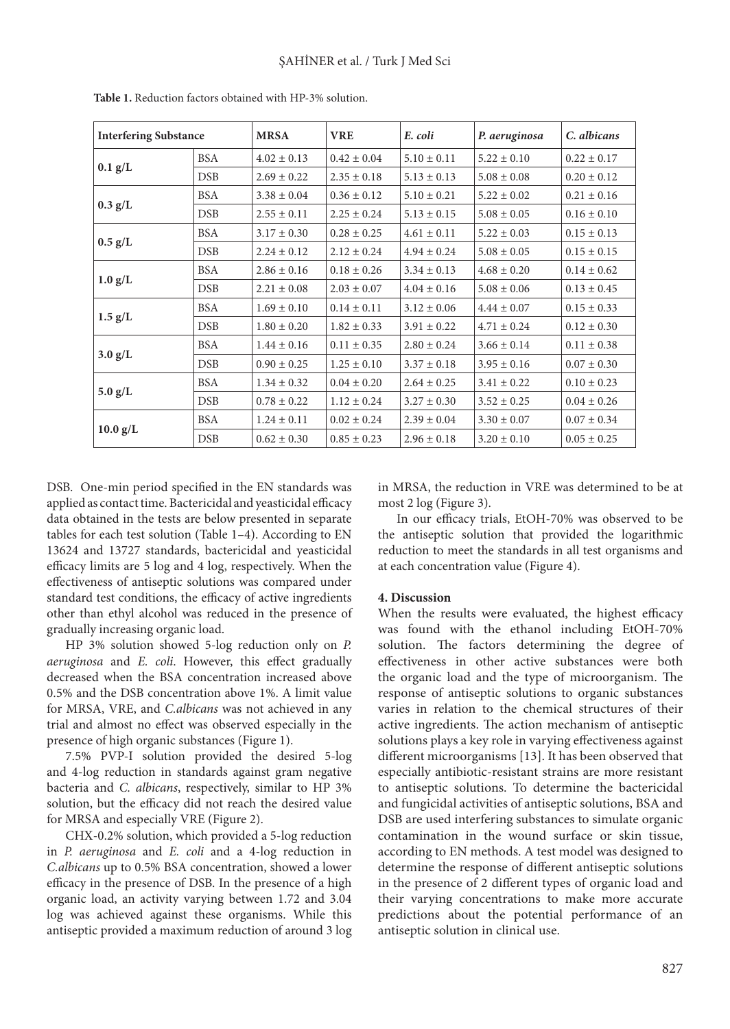**Table 1.** Reduction factors obtained with HP-3% solution.

| Interfering Substance | | MRSA | VRE | *E. coli* | *P. aeruginosa* | *C. albicans* |
|---|---|---|---|---|---|---|
| **0.1 g/L** | BSA | 4.02 ± 0.13 | 0.42 ± 0.04 | 5.10 ± 0.11 | 5.22 ± 0.10 | 0.22 ± 0.17 |
| | DSB | 2.69 ± 0.22 | 2.35 ± 0.18 | 5.13 ± 0.13 | 5.08 ± 0.08 | 0.20 ± 0.12 |
| **0.3 g/L** | BSA | 3.38 ± 0.04 | 0.36 ± 0.12 | 5.10 ± 0.21 | 5.22 ± 0.02 | 0.21 ± 0.16 |
| | DSB | 2.55 ± 0.11 | 2.25 ± 0.24 | 5.13 ± 0.15 | 5.08 ± 0.05 | 0.16 ± 0.10 |
| **0.5 g/L** | BSA | 3.17 ± 0.30 | 0.28 ± 0.25 | 4.61 ± 0.11 | 5.22 ± 0.03 | 0.15 ± 0.13 |
| | DSB | 2.24 ± 0.12 | 2.12 ± 0.24 | 4.94 ± 0.24 | 5.08 ± 0.05 | 0.15 ± 0.15 |
| **1.0 g/L** | BSA | 2.86 ± 0.16 | 0.18 ± 0.26 | 3.34 ± 0.13 | 4.68 ± 0.20 | 0.14 ± 0.62 |
| | DSB | 2.21 ± 0.08 | 2.03 ± 0.07 | 4.04 ± 0.16 | 5.08 ± 0.06 | 0.13 ± 0.45 |
| **1.5 g/L** | BSA | 1.69 ± 0.10 | 0.14 ± 0.11 | 3.12 ± 0.06 | 4.44 ± 0.07 | 0.15 ± 0.33 |
| | DSB | 1.80 ± 0.20 | 1.82 ± 0.33 | 3.91 ± 0.22 | 4.71 ± 0.24 | 0.12 ± 0.30 |
| **3.0 g/L** | BSA | 1.44 ± 0.16 | 0.11 ± 0.35 | 2.80 ± 0.24 | 3.66 ± 0.14 | 0.11 ± 0.38 |
| | DSB | 0.90 ± 0.25 | 1.25 ± 0.10 | 3.37 ± 0.18 | 3.95 ± 0.16 | 0.07 ± 0.30 |
| **5.0 g/L** | BSA | 1.34 ± 0.32 | 0.04 ± 0.20 | 2.64 ± 0.25 | 3.41 ± 0.22 | 0.10 ± 0.23 |
| | DSB | 0.78 ± 0.22 | 1.12 ± 0.24 | 3.27 ± 0.30 | 3.52 ± 0.25 | 0.04 ± 0.26 |
| **10.0 g/L** | BSA | 1.24 ± 0.11 | 0.02 ± 0.24 | 2.39 ± 0.04 | 3.30 ± 0.07 | 0.07 ± 0.34 |
| | DSB | 0.62 ± 0.30 | 0.85 ± 0.23 | 2.96 ± 0.18 | 3.20 ± 0.10 | 0.05 ± 0.25 |

DSB. One-min period specified in the EN standards was applied as contact time. Bactericidal and yeasticidal efficacy data obtained in the tests are below presented in separate tables for each test solution (Table 1–4). According to EN 13624 and 13727 standards, bactericidal and yeasticidal efficacy limits are 5 log and 4 log, respectively. When the effectiveness of antiseptic solutions was compared under standard test conditions, the efficacy of active ingredients other than ethyl alcohol was reduced in the presence of gradually increasing organic load.

HP 3% solution showed 5-log reduction only on *P. aeruginosa* and *E. coli*. However, this effect gradually decreased when the BSA concentration increased above 0.5% and the DSB concentration above 1%. A limit value for MRSA, VRE, and *C.albicans* was not achieved in any trial and almost no effect was observed especially in the presence of high organic substances (Figure 1).

7.5% PVP-I solution provided the desired 5-log and 4-log reduction in standards against gram negative bacteria and *C. albicans*, respectively, similar to HP 3% solution, but the efficacy did not reach the desired value for MRSA and especially VRE (Figure 2).

CHX-0.2% solution, which provided a 5-log reduction in *P. aeruginosa* and *E. coli* and a 4-log reduction in *C.albicans* up to 0.5% BSA concentration, showed a lower efficacy in the presence of DSB. In the presence of a high organic load, an activity varying between 1.72 and 3.04 log was achieved against these organisms. While this antiseptic provided a maximum reduction of around 3 log in MRSA, the reduction in VRE was determined to be at most 2 log (Figure 3).

In our efficacy trials, EtOH-70% was observed to be the antiseptic solution that provided the logarithmic reduction to meet the standards in all test organisms and at each concentration value (Figure 4).

## 4. Discussion

When the results were evaluated, the highest efficacy was found with the ethanol including EtOH-70% solution. The factors determining the degree of effectiveness in other active substances were both the organic load and the type of microorganism. The response of antiseptic solutions to organic substances varies in relation to the chemical structures of their active ingredients. The action mechanism of antiseptic solutions plays a key role in varying effectiveness against different microorganisms [13]. It has been observed that especially antibiotic-resistant strains are more resistant to antiseptic solutions. To determine the bactericidal and fungicidal activities of antiseptic solutions, BSA and DSB are used interfering substances to simulate organic contamination in the wound surface or skin tissue, according to EN methods. A test model was designed to determine the response of different antiseptic solutions in the presence of 2 different types of organic load and their varying concentrations to make more accurate predictions about the potential performance of an antiseptic solution in clinical use.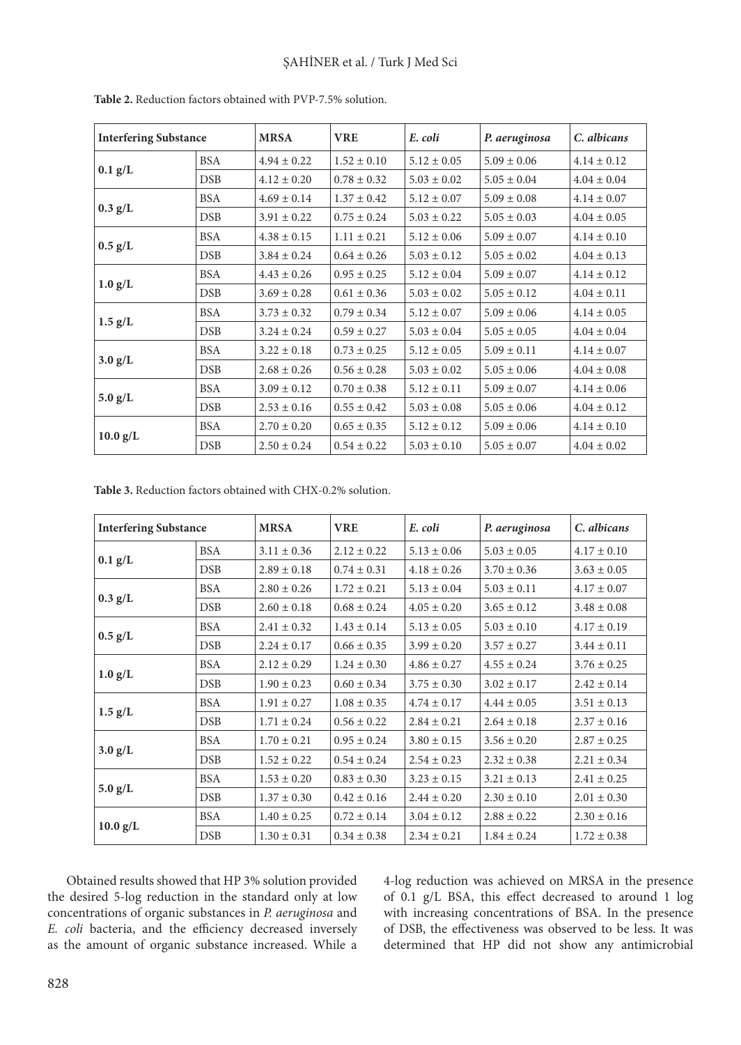**Table 2.** Reduction factors obtained with PVP-7.5% solution.

| Interfering Substance | | MRSA | VRE | *E. coli* | *P. aeruginosa* | *C. albicans* |
|---|---|---|---|---|---|---|
| 0.1 g/L | BSA | 4.94 ± 0.22 | 1.52 ± 0.10 | 5.12 ± 0.05 | 5.09 ± 0.06 | 4.14 ± 0.12 |
| | DSB | 4.12 ± 0.20 | 0.78 ± 0.32 | 5.03 ± 0.02 | 5.05 ± 0.04 | 4.04 ± 0.04 |
| 0.3 g/L | BSA | 4.69 ± 0.14 | 1.37 ± 0.42 | 5.12 ± 0.07 | 5.09 ± 0.08 | 4.14 ± 0.07 |
| | DSB | 3.91 ± 0.22 | 0.75 ± 0.24 | 5.03 ± 0.22 | 5.05 ± 0.03 | 4.04 ± 0.05 |
| 0.5 g/L | BSA | 4.38 ± 0.15 | 1.11 ± 0.21 | 5.12 ± 0.06 | 5.09 ± 0.07 | 4.14 ± 0.10 |
| | DSB | 3.84 ± 0.24 | 0.64 ± 0.26 | 5.03 ± 0.12 | 5.05 ± 0.02 | 4.04 ± 0.13 |
| 1.0 g/L | BSA | 4.43 ± 0.26 | 0.95 ± 0.25 | 5.12 ± 0.04 | 5.09 ± 0.07 | 4.14 ± 0.12 |
| | DSB | 3.69 ± 0.28 | 0.61 ± 0.36 | 5.03 ± 0.02 | 5.05 ± 0.12 | 4.04 ± 0.11 |
| 1.5 g/L | BSA | 3.73 ± 0.32 | 0.79 ± 0.34 | 5.12 ± 0.07 | 5.09 ± 0.06 | 4.14 ± 0.05 |
| | DSB | 3.24 ± 0.24 | 0.59 ± 0.27 | 5.03 ± 0.04 | 5.05 ± 0.05 | 4.04 ± 0.04 |
| 3.0 g/L | BSA | 3.22 ± 0.18 | 0.73 ± 0.25 | 5.12 ± 0.05 | 5.09 ± 0.11 | 4.14 ± 0.07 |
| | DSB | 2.68 ± 0.26 | 0.56 ± 0.28 | 5.03 ± 0.02 | 5.05 ± 0.06 | 4.04 ± 0.08 |
| 5.0 g/L | BSA | 3.09 ± 0.12 | 0.70 ± 0.38 | 5.12 ± 0.11 | 5.09 ± 0.07 | 4.14 ± 0.06 |
| | DSB | 2.53 ± 0.16 | 0.55 ± 0.42 | 5.03 ± 0.08 | 5.05 ± 0.06 | 4.04 ± 0.12 |
| 10.0 g/L | BSA | 2.70 ± 0.20 | 0.65 ± 0.35 | 5.12 ± 0.12 | 5.09 ± 0.06 | 4.14 ± 0.10 |
| | DSB | 2.50 ± 0.24 | 0.54 ± 0.22 | 5.03 ± 0.10 | 5.05 ± 0.07 | 4.04 ± 0.02 |

**Table 3.** Reduction factors obtained with CHX-0.2% solution.

| Interfering Substance | | MRSA | VRE | *E. coli* | *P. aeruginosa* | *C. albicans* |
|---|---|---|---|---|---|---|
| 0.1 g/L | BSA | 3.11 ± 0.36 | 2.12 ± 0.22 | 5.13 ± 0.06 | 5.03 ± 0.05 | 4.17 ± 0.10 |
| | DSB | 2.89 ± 0.18 | 0.74 ± 0.31 | 4.18 ± 0.26 | 3.70 ± 0.36 | 3.63 ± 0.05 |
| 0.3 g/L | BSA | 2.80 ± 0.26 | 1.72 ± 0.21 | 5.13 ± 0.04 | 5.03 ± 0.11 | 4.17 ± 0.07 |
| | DSB | 2.60 ± 0.18 | 0.68 ± 0.24 | 4.05 ± 0.20 | 3.65 ± 0.12 | 3.48 ± 0.08 |
| 0.5 g/L | BSA | 2.41 ± 0.32 | 1.43 ± 0.14 | 5.13 ± 0.05 | 5.03 ± 0.10 | 4.17 ± 0.19 |
| | DSB | 2.24 ± 0.17 | 0.66 ± 0.35 | 3.99 ± 0.20 | 3.57 ± 0.27 | 3.44 ± 0.11 |
| 1.0 g/L | BSA | 2.12 ± 0.29 | 1.24 ± 0.30 | 4.86 ± 0.27 | 4.55 ± 0.24 | 3.76 ± 0.25 |
| | DSB | 1.90 ± 0.23 | 0.60 ± 0.34 | 3.75 ± 0.30 | 3.02 ± 0.17 | 2.42 ± 0.14 |
| 1.5 g/L | BSA | 1.91 ± 0.27 | 1.08 ± 0.35 | 4.74 ± 0.17 | 4.44 ± 0.05 | 3.51 ± 0.13 |
| | DSB | 1.71 ± 0.24 | 0.56 ± 0.22 | 2.84 ± 0.21 | 2.64 ± 0.18 | 2.37 ± 0.16 |
| 3.0 g/L | BSA | 1.70 ± 0.21 | 0.95 ± 0.24 | 3.80 ± 0.15 | 3.56 ± 0.20 | 2.87 ± 0.25 |
| | DSB | 1.52 ± 0.22 | 0.54 ± 0.24 | 2.54 ± 0.23 | 2.32 ± 0.38 | 2.21 ± 0.34 |
| 5.0 g/L | BSA | 1.53 ± 0.20 | 0.83 ± 0.30 | 3.23 ± 0.15 | 3.21 ± 0.13 | 2.41 ± 0.25 |
| | DSB | 1.37 ± 0.30 | 0.42 ± 0.16 | 2.44 ± 0.20 | 2.30 ± 0.10 | 2.01 ± 0.30 |
| 10.0 g/L | BSA | 1.40 ± 0.25 | 0.72 ± 0.14 | 3.04 ± 0.12 | 2.88 ± 0.22 | 2.30 ± 0.16 |
| | DSB | 1.30 ± 0.31 | 0.34 ± 0.38 | 2.34 ± 0.21 | 1.84 ± 0.24 | 1.72 ± 0.38 |

Obtained results showed that HP 3% solution provided the desired 5-log reduction in the standard only at low concentrations of organic substances in *P. aeruginosa* and *E. coli* bacteria, and the efficiency decreased inversely as the amount of organic substance increased. While a 4-log reduction was achieved on MRSA in the presence of 0.1 g/L BSA, this effect decreased to around 1 log with increasing concentrations of BSA. In the presence of DSB, the effectiveness was observed to be less. It was determined that HP did not show any antimicrobial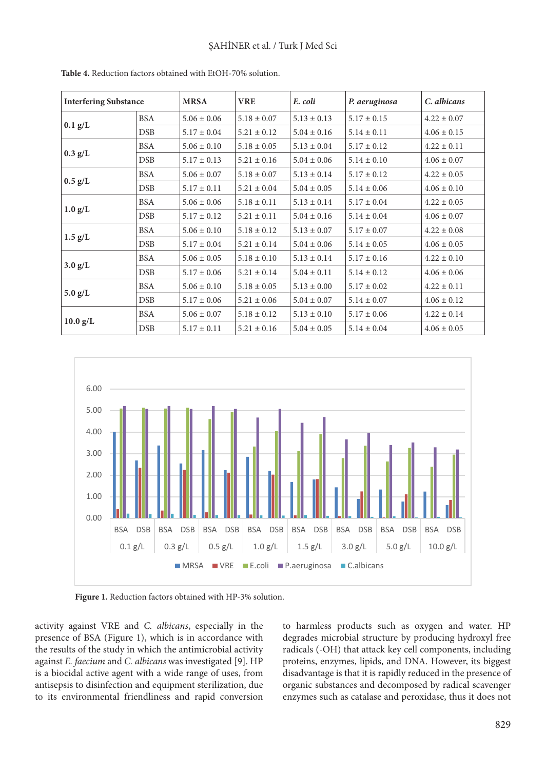**Table 4.** Reduction factors obtained with EtOH-70% solution.

| Interfering Substance | | MRSA | VRE | *E. coli* | *P. aeruginosa* | *C. albicans* |
|---|---|---|---|---|---|---|
| **0.1 g/L** | BSA | 5.06 ± 0.06 | 5.18 ± 0.07 | 5.13 ± 0.13 | 5.17 ± 0.15 | 4.22 ± 0.07 |
| | DSB | 5.17 ± 0.04 | 5.21 ± 0.12 | 5.04 ± 0.16 | 5.14 ± 0.11 | 4.06 ± 0.15 |
| **0.3 g/L** | BSA | 5.06 ± 0.10 | 5.18 ± 0.05 | 5.13 ± 0.04 | 5.17 ± 0.12 | 4.22 ± 0.11 |
| | DSB | 5.17 ± 0.13 | 5.21 ± 0.16 | 5.04 ± 0.06 | 5.14 ± 0.10 | 4.06 ± 0.07 |
| **0.5 g/L** | BSA | 5.06 ± 0.07 | 5.18 ± 0.07 | 5.13 ± 0.14 | 5.17 ± 0.12 | 4.22 ± 0.05 |
| | DSB | 5.17 ± 0.11 | 5.21 ± 0.04 | 5.04 ± 0.05 | 5.14 ± 0.06 | 4.06 ± 0.10 |
| **1.0 g/L** | BSA | 5.06 ± 0.06 | 5.18 ± 0.11 | 5.13 ± 0.14 | 5.17 ± 0.04 | 4.22 ± 0.05 |
| | DSB | 5.17 ± 0.12 | 5.21 ± 0.11 | 5.04 ± 0.16 | 5.14 ± 0.04 | 4.06 ± 0.07 |
| **1.5 g/L** | BSA | 5.06 ± 0.10 | 5.18 ± 0.12 | 5.13 ± 0.07 | 5.17 ± 0.07 | 4.22 ± 0.08 |
| | DSB | 5.17 ± 0.04 | 5.21 ± 0.14 | 5.04 ± 0.06 | 5.14 ± 0.05 | 4.06 ± 0.05 |
| **3.0 g/L** | BSA | 5.06 ± 0.05 | 5.18 ± 0.10 | 5.13 ± 0.14 | 5.17 ± 0.16 | 4.22 ± 0.10 |
| | DSB | 5.17 ± 0.06 | 5.21 ± 0.14 | 5.04 ± 0.11 | 5.14 ± 0.12 | 4.06 ± 0.06 |
| **5.0 g/L** | BSA | 5.06 ± 0.10 | 5.18 ± 0.05 | 5.13 ± 0.00 | 5.17 ± 0.02 | 4.22 ± 0.11 |
| | DSB | 5.17 ± 0.06 | 5.21 ± 0.06 | 5.04 ± 0.07 | 5.14 ± 0.07 | 4.06 ± 0.12 |
| **10.0 g/L** | BSA | 5.06 ± 0.07 | 5.18 ± 0.12 | 5.13 ± 0.10 | 5.17 ± 0.06 | 4.22 ± 0.14 |
| | DSB | 5.17 ± 0.11 | 5.21 ± 0.16 | 5.04 ± 0.05 | 5.14 ± 0.04 | 4.06 ± 0.05 |

**Figure 1.** Reduction factors obtained with HP-3% solution.

activity against VRE and *C. albicans*, especially in the presence of BSA (Figure 1), which is in accordance with the results of the study in which the antimicrobial activity against *E. faecium* and *C. albicans* was investigated [9]. HP is a biocidal active agent with a wide range of uses, from antisepsis to disinfection and equipment sterilization, due to its environmental friendliness and rapid conversion to harmless products such as oxygen and water. HP degrades microbial structure by producing hydroxyl free radicals (-OH) that attack key cell components, including proteins, enzymes, lipids, and DNA. However, its biggest disadvantage is that it is rapidly reduced in the presence of organic substances and decomposed by radical scavenger enzymes such as catalase and peroxidase, thus it does not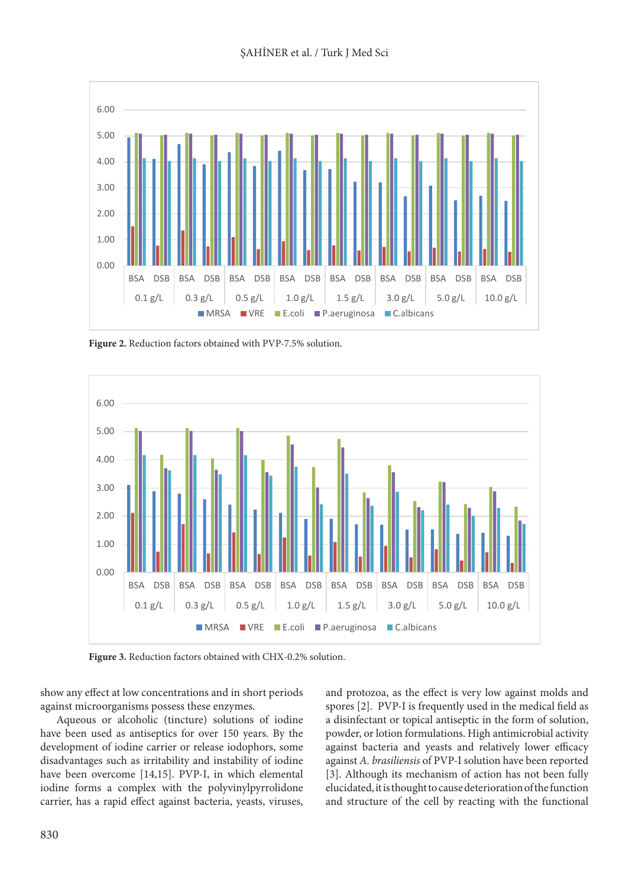Figure 2. Reduction factors obtained with PVP-7.5% solution.

Figure 3. Reduction factors obtained with CHX-0.2% solution.

show any effect at low concentrations and in short periods against microorganisms possess these enzymes.

Aqueous or alcoholic (tincture) solutions of iodine have been used as antiseptics for over 150 years. By the development of iodine carrier or release iodophors, some disadvantages such as irritability and instability of iodine have been overcome [14,15]. PVP-I, in which elemental iodine forms a complex with the polyvinylpyrrolidone carrier, has a rapid effect against bacteria, yeasts, viruses, and protozoa, as the effect is very low against molds and spores [2]. PVP-I is frequently used in the medical field as a disinfectant or topical antiseptic in the form of solution, powder, or lotion formulations. High antimicrobial activity against bacteria and yeasts and relatively lower efficacy against *A. brasiliensis* of PVP-I solution have been reported [3]. Although its mechanism of action has not been fully elucidated, it is thought to cause deterioration of the function and structure of the cell by reacting with the functional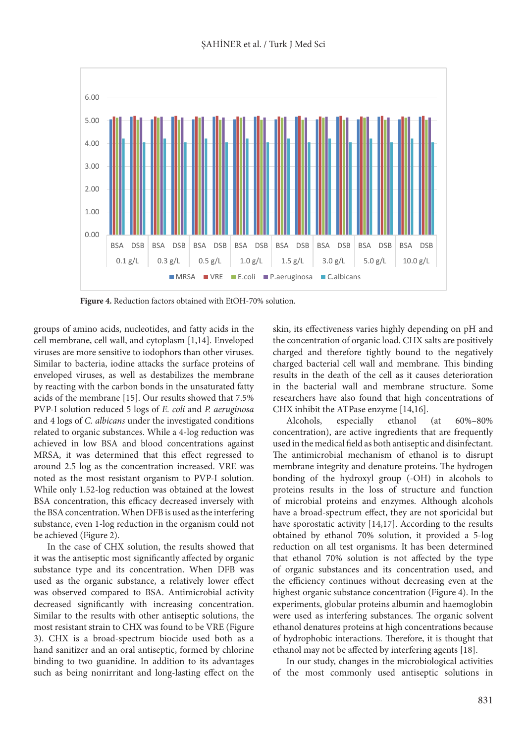Figure 4. Reduction factors obtained with EtOH-70% solution.

groups of amino acids, nucleotides, and fatty acids in the cell membrane, cell wall, and cytoplasm [1,14]. Enveloped viruses are more sensitive to iodophors than other viruses. Similar to bacteria, iodine attacks the surface proteins of enveloped viruses, as well as destabilizes the membrane by reacting with the carbon bonds in the unsaturated fatty acids of the membrane [15]. Our results showed that 7.5% PVP-I solution reduced 5 logs of *E. coli* and *P. aeruginosa* and 4 logs of *C. albicans* under the investigated conditions related to organic substances. While a 4-log reduction was achieved in low BSA and blood concentrations against MRSA, it was determined that this effect regressed to around 2.5 log as the concentration increased. VRE was noted as the most resistant organism to PVP-I solution. While only 1.52-log reduction was obtained at the lowest BSA concentration, this efficacy decreased inversely with the BSA concentration. When DFB is used as the interfering substance, even 1-log reduction in the organism could not be achieved (Figure 2).

In the case of CHX solution, the results showed that it was the antiseptic most significantly affected by organic substance type and its concentration. When DFB was used as the organic substance, a relatively lower effect was observed compared to BSA. Antimicrobial activity decreased significantly with increasing concentration. Similar to the results with other antiseptic solutions, the most resistant strain to CHX was found to be VRE (Figure 3). CHX is a broad-spectrum biocide used both as a hand sanitizer and an oral antiseptic, formed by chlorine binding to two guanidine. In addition to its advantages such as being nonirritant and long-lasting effect on the skin, its effectiveness varies highly depending on pH and the concentration of organic load. CHX salts are positively charged and therefore tightly bound to the negatively charged bacterial cell wall and membrane. This binding results in the death of the cell as it causes deterioration in the bacterial wall and membrane structure. Some researchers have also found that high concentrations of CHX inhibit the ATPase enzyme [14,16].

Alcohols, especially ethanol (at 60%–80% concentration), are active ingredients that are frequently used in the medical field as both antiseptic and disinfectant. The antimicrobial mechanism of ethanol is to disrupt membrane integrity and denature proteins. The hydrogen bonding of the hydroxyl group (-OH) in alcohols to proteins results in the loss of structure and function of microbial proteins and enzymes. Although alcohols have a broad-spectrum effect, they are not sporicidal but have sporostatic activity [14,17]. According to the results obtained by ethanol 70% solution, it provided a 5-log reduction on all test organisms. It has been determined that ethanol 70% solution is not affected by the type of organic substances and its concentration used, and the efficiency continues without decreasing even at the highest organic substance concentration (Figure 4). In the experiments, globular proteins albumin and haemoglobin were used as interfering substances. The organic solvent ethanol denatures proteins at high concentrations because of hydrophobic interactions. Therefore, it is thought that ethanol may not be affected by interfering agents [18].

In our study, changes in the microbiological activities of the most commonly used antiseptic solutions in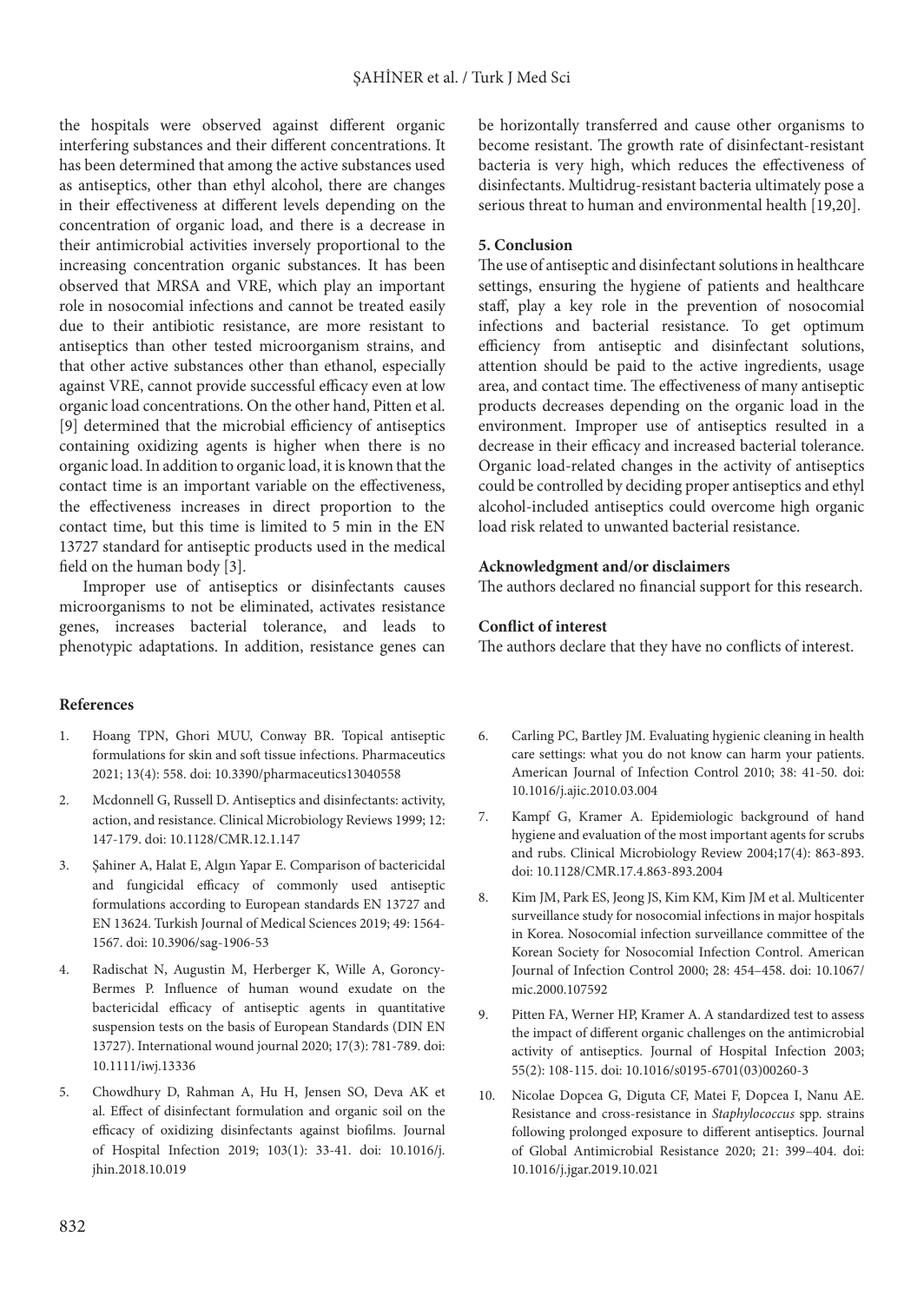the hospitals were observed against different organic interfering substances and their different concentrations. It has been determined that among the active substances used as antiseptics, other than ethyl alcohol, there are changes in their effectiveness at different levels depending on the concentration of organic load, and there is a decrease in their antimicrobial activities inversely proportional to the increasing concentration organic substances. It has been observed that MRSA and VRE, which play an important role in nosocomial infections and cannot be treated easily due to their antibiotic resistance, are more resistant to antiseptics than other tested microorganism strains, and that other active substances other than ethanol, especially against VRE, cannot provide successful efficacy even at low organic load concentrations. On the other hand, Pitten et al. [9] determined that the microbial efficiency of antiseptics containing oxidizing agents is higher when there is no organic load. In addition to organic load, it is known that the contact time is an important variable on the effectiveness, the effectiveness increases in direct proportion to the contact time, but this time is limited to 5 min in the EN 13727 standard for antiseptic products used in the medical field on the human body [3].

Improper use of antiseptics or disinfectants causes microorganisms to not be eliminated, activates resistance genes, increases bacterial tolerance, and leads to phenotypic adaptations. In addition, resistance genes can be horizontally transferred and cause other organisms to become resistant. The growth rate of disinfectant-resistant bacteria is very high, which reduces the effectiveness of disinfectants. Multidrug-resistant bacteria ultimately pose a serious threat to human and environmental health [19,20].

## 5. Conclusion

The use of antiseptic and disinfectant solutions in healthcare settings, ensuring the hygiene of patients and healthcare staff, play a key role in the prevention of nosocomial infections and bacterial resistance. To get optimum efficiency from antiseptic and disinfectant solutions, attention should be paid to the active ingredients, usage area, and contact time. The effectiveness of many antiseptic products decreases depending on the organic load in the environment. Improper use of antiseptics resulted in a decrease in their efficacy and increased bacterial tolerance. Organic load-related changes in the activity of antiseptics could be controlled by deciding proper antiseptics and ethyl alcohol-included antiseptics could overcome high organic load risk related to unwanted bacterial resistance.

## Acknowledgment and/or disclaimers

The authors declared no financial support for this research.

## Conflict of interest

The authors declare that they have no conflicts of interest.

## References

1. Hoang TPN, Ghori MUU, Conway BR. Topical antiseptic formulations for skin and soft tissue infections. Pharmaceutics 2021; 13(4): 558. doi: 10.3390/pharmaceutics13040558
2. Mcdonnell G, Russell D. Antiseptics and disinfectants: activity, action, and resistance. Clinical Microbiology Reviews 1999; 12: 147-179. doi: 10.1128/CMR.12.1.147
3. Şahiner A, Halat E, Algın Yapar E. Comparison of bactericidal and fungicidal efficacy of commonly used antiseptic formulations according to European standards EN 13727 and EN 13624. Turkish Journal of Medical Sciences 2019; 49: 1564-1567. doi: 10.3906/sag-1906-53
4. Radischat N, Augustin M, Herberger K, Wille A, Goroncy-Bermes P. Influence of human wound exudate on the bactericidal efficacy of antiseptic agents in quantitative suspension tests on the basis of European Standards (DIN EN 13727). International wound journal 2020; 17(3): 781-789. doi: 10.1111/iwj.13336
5. Chowdhury D, Rahman A, Hu H, Jensen SO, Deva AK et al. Effect of disinfectant formulation and organic soil on the efficacy of oxidizing disinfectants against biofilms. Journal of Hospital Infection 2019; 103(1): 33-41. doi: 10.1016/j.jhin.2018.10.019
6. Carling PC, Bartley JM. Evaluating hygienic cleaning in health care settings: what you do not know can harm your patients. American Journal of Infection Control 2010; 38: 41-50. doi: 10.1016/j.ajic.2010.03.004
7. Kampf G, Kramer A. Epidemiologic background of hand hygiene and evaluation of the most important agents for scrubs and rubs. Clinical Microbiology Review 2004;17(4): 863-893. doi: 10.1128/CMR.17.4.863-893.2004
8. Kim JM, Park ES, Jeong JS, Kim KM, Kim JM et al. Multicenter surveillance study for nosocomial infections in major hospitals in Korea. Nosocomial infection surveillance committee of the Korean Society for Nosocomial Infection Control. American Journal of Infection Control 2000; 28: 454–458. doi: 10.1067/mic.2000.107592
9. Pitten FA, Werner HP, Kramer A. A standardized test to assess the impact of different organic challenges on the antimicrobial activity of antiseptics. Journal of Hospital Infection 2003; 55(2): 108-115. doi: 10.1016/s0195-6701(03)00260-3
10. Nicolae Dopcea G, Diguta CF, Matei F, Dopcea I, Nanu AE. Resistance and cross-resistance in *Staphylococcus* spp. strains following prolonged exposure to different antiseptics. Journal of Global Antimicrobial Resistance 2020; 21: 399–404. doi: 10.1016/j.jgar.2019.10.021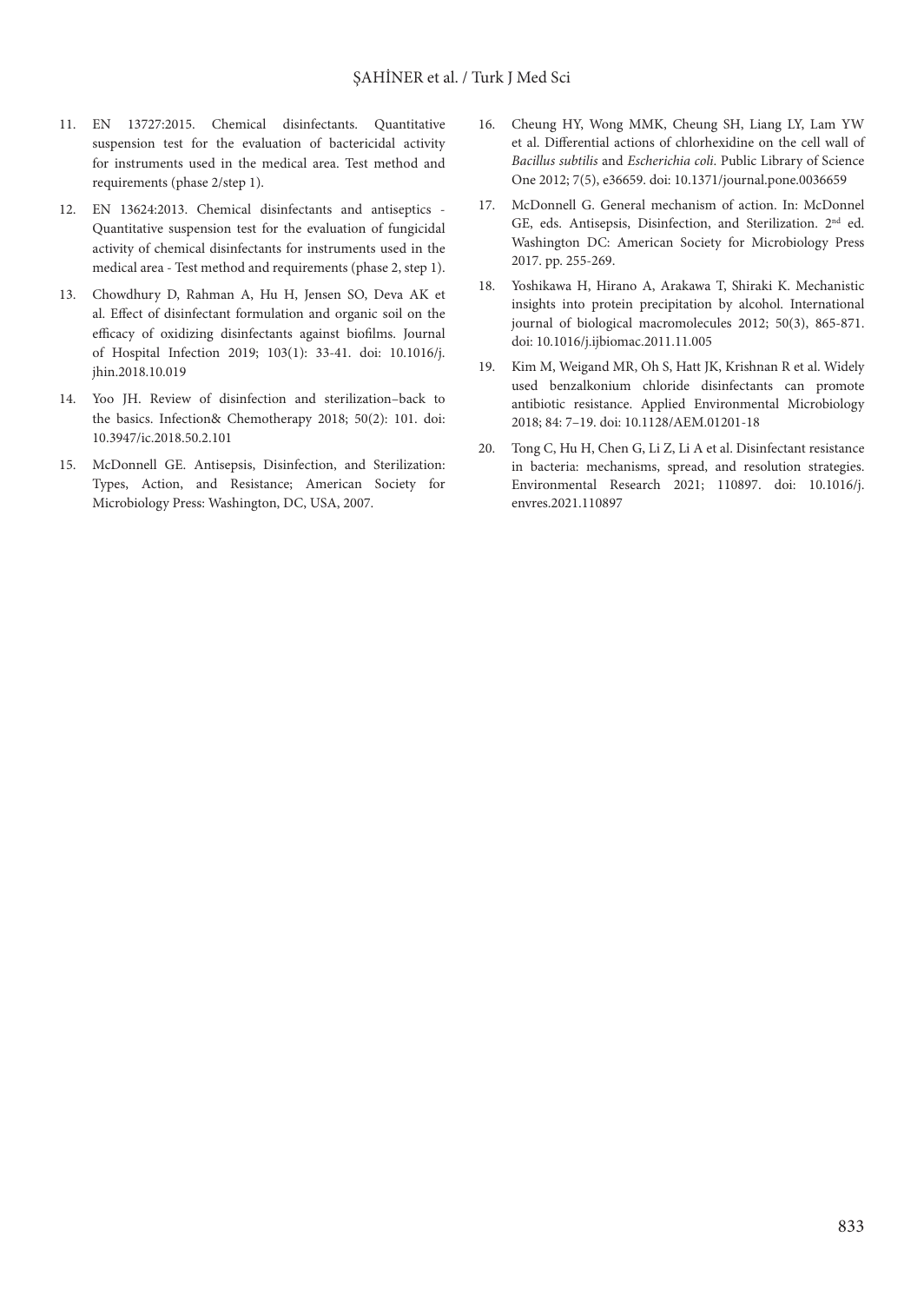11. EN 13727:2015. Chemical disinfectants. Quantitative suspension test for the evaluation of bactericidal activity for instruments used in the medical area. Test method and requirements (phase 2/step 1).

12. EN 13624:2013. Chemical disinfectants and antiseptics - Quantitative suspension test for the evaluation of fungicidal activity of chemical disinfectants for instruments used in the medical area - Test method and requirements (phase 2, step 1).

13. Chowdhury D, Rahman A, Hu H, Jensen SO, Deva AK et al. Effect of disinfectant formulation and organic soil on the efficacy of oxidizing disinfectants against biofilms. Journal of Hospital Infection 2019; 103(1): 33-41. doi: 10.1016/j.jhin.2018.10.019

14. Yoo JH. Review of disinfection and sterilization–back to the basics. Infection& Chemotherapy 2018; 50(2): 101. doi: 10.3947/ic.2018.50.2.101

15. McDonnell GE. Antisepsis, Disinfection, and Sterilization: Types, Action, and Resistance; American Society for Microbiology Press: Washington, DC, USA, 2007.

16. Cheung HY, Wong MMK, Cheung SH, Liang LY, Lam YW et al. Differential actions of chlorhexidine on the cell wall of *Bacillus subtilis* and *Escherichia coli*. Public Library of Science One 2012; 7(5), e36659. doi: 10.1371/journal.pone.0036659

17. McDonnell G. General mechanism of action. In: McDonnel GE, eds. Antisepsis, Disinfection, and Sterilization. 2nd ed. Washington DC: American Society for Microbiology Press 2017. pp. 255-269.

18. Yoshikawa H, Hirano A, Arakawa T, Shiraki K. Mechanistic insights into protein precipitation by alcohol. International journal of biological macromolecules 2012; 50(3), 865-871. doi: 10.1016/j.ijbiomac.2011.11.005

19. Kim M, Weigand MR, Oh S, Hatt JK, Krishnan R et al. Widely used benzalkonium chloride disinfectants can promote antibiotic resistance. Applied Environmental Microbiology 2018; 84: 7–19. doi: 10.1128/AEM.01201-18

20. Tong C, Hu H, Chen G, Li Z, Li A et al. Disinfectant resistance in bacteria: mechanisms, spread, and resolution strategies. Environmental Research 2021; 110897. doi: 10.1016/j.envres.2021.110897